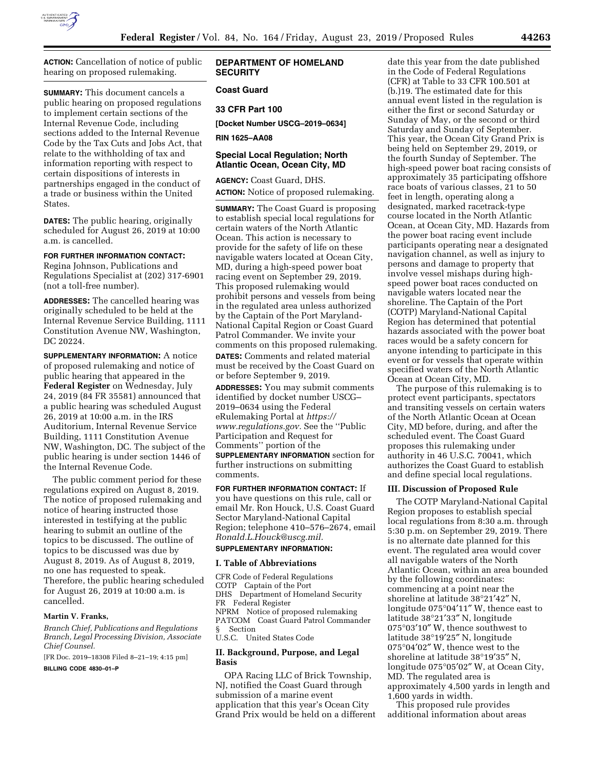**ACTION:** Cancellation of notice of public hearing on proposed rulemaking.

**SUMMARY:** This document cancels a public hearing on proposed regulations to implement certain sections of the Internal Revenue Code, including sections added to the Internal Revenue Code by the Tax Cuts and Jobs Act, that relate to the withholding of tax and information reporting with respect to certain dispositions of interests in partnerships engaged in the conduct of a trade or business within the United States.

**DATES:** The public hearing, originally scheduled for August 26, 2019 at 10:00 a.m. is cancelled.

**FOR FURTHER INFORMATION CONTACT:** Regina Johnson, Publications and Regulations Specialist at (202) 317-6901 (not a toll-free number).

**ADDRESSES:** The cancelled hearing was originally scheduled to be held at the Internal Revenue Service Building, 1111 Constitution Avenue NW, Washington, DC 20224.

**SUPPLEMENTARY INFORMATION:** A notice of proposed rulemaking and notice of public hearing that appeared in the **Federal Register** on Wednesday, July 24, 2019 (84 FR 35581) announced that a public hearing was scheduled August 26, 2019 at 10:00 a.m. in the IRS Auditorium, Internal Revenue Service Building, 1111 Constitution Avenue NW, Washington, DC. The subject of the public hearing is under section 1446 of the Internal Revenue Code.

The public comment period for these regulations expired on August 8, 2019. The notice of proposed rulemaking and notice of hearing instructed those interested in testifying at the public hearing to submit an outline of the topics to be discussed. The outline of topics to be discussed was due by August 8, 2019. As of August 8, 2019, no one has requested to speak. Therefore, the public hearing scheduled for August 26, 2019 at 10:00 a.m. is cancelled.

**Martin V. Franks,**

*Branch Chief, Publications and Regulations Branch, Legal Processing Division, Associate Chief Counsel.*

[FR Doc. 2019–18308 Filed 8–21–19; 4:15 pm]

**BILLING CODE 4830–01–P**

## DEPARTMENT OF HOMELAND SECURITY

### Coast Guard

### 33 CFR Part 100

**[Docket Number USCG–2019–0634]**

**RIN 1625–AA08**

### Special Local Regulation; North Atlantic Ocean, Ocean City, MD

**AGENCY:** Coast Guard, DHS.

**ACTION:** Notice of proposed rulemaking.

**SUMMARY:** The Coast Guard is proposing to establish special local regulations for certain waters of the North Atlantic Ocean. This action is necessary to provide for the safety of life on these navigable waters located at Ocean City, MD, during a high-speed power boat racing event on September 29, 2019. This proposed rulemaking would prohibit persons and vessels from being in the regulated area unless authorized by the Captain of the Port Maryland-National Capital Region or Coast Guard Patrol Commander. We invite your comments on this proposed rulemaking.

**DATES:** Comments and related material must be received by the Coast Guard on or before September 9, 2019.

**ADDRESSES:** You may submit comments identified by docket number USCG–2019–0634 using the Federal eRulemaking Portal at *https://www.regulations.gov.* See the ''Public Participation and Request for Comments'' portion of the **SUPPLEMENTARY INFORMATION** section for further instructions on submitting comments.

**FOR FURTHER INFORMATION CONTACT:** If you have questions on this rule, call or email Mr. Ron Houck, U.S. Coast Guard Sector Maryland-National Capital Region; telephone 410–576–2674, email *Ronald.L.Houck@uscg.mil.*

**SUPPLEMENTARY INFORMATION:**

#### I. Table of Abbreviations

CFR Code of Federal Regulations
COTP Captain of the Port
DHS Department of Homeland Security
FR Federal Register
NPRM Notice of proposed rulemaking
PATCOM Coast Guard Patrol Commander
§ Section
U.S.C. United States Code

#### II. Background, Purpose, and Legal Basis

OPA Racing LLC of Brick Township, NJ, notified the Coast Guard through submission of a marine event application that this year's Ocean City Grand Prix would be held on a different date this year from the date published in the Code of Federal Regulations (CFR) at Table to 33 CFR 100.501 at (b.)19. The estimated date for this annual event listed in the regulation is either the first or second Saturday or Sunday of May, or the second or third Saturday and Sunday of September. This year, the Ocean City Grand Prix is being held on September 29, 2019, or the fourth Sunday of September. The high-speed power boat racing consists of approximately 35 participating offshore race boats of various classes, 21 to 50 feet in length, operating along a designated, marked racetrack-type course located in the North Atlantic Ocean, at Ocean City, MD. Hazards from the power boat racing event include participants operating near a designated navigation channel, as well as injury to persons and damage to property that involve vessel mishaps during high-speed power boat races conducted on navigable waters located near the shoreline. The Captain of the Port (COTP) Maryland-National Capital Region has determined that potential hazards associated with the power boat races would be a safety concern for anyone intending to participate in this event or for vessels that operate within specified waters of the North Atlantic Ocean at Ocean City, MD.

The purpose of this rulemaking is to protect event participants, spectators and transiting vessels on certain waters of the North Atlantic Ocean at Ocean City, MD before, during, and after the scheduled event. The Coast Guard proposes this rulemaking under authority in 46 U.S.C. 70041, which authorizes the Coast Guard to establish and define special local regulations.

#### III. Discussion of Proposed Rule

The COTP Maryland-National Capital Region proposes to establish special local regulations from 8:30 a.m. through 5:30 p.m. on September 29, 2019. There is no alternate date planned for this event. The regulated area would cover all navigable waters of the North Atlantic Ocean, within an area bounded by the following coordinates: commencing at a point near the shoreline at latitude 38°21′42″ N, longitude 075°04′11″ W, thence east to latitude 38°21′33″ N, longitude 075°03′10″ W, thence southwest to latitude 38°19′25″ N, longitude 075°04′02″ W, thence west to the shoreline at latitude 38°19′35″ N, longitude 075°05′02″ W, at Ocean City, MD. The regulated area is approximately 4,500 yards in length and 1,600 yards in width.

This proposed rule provides additional information about areas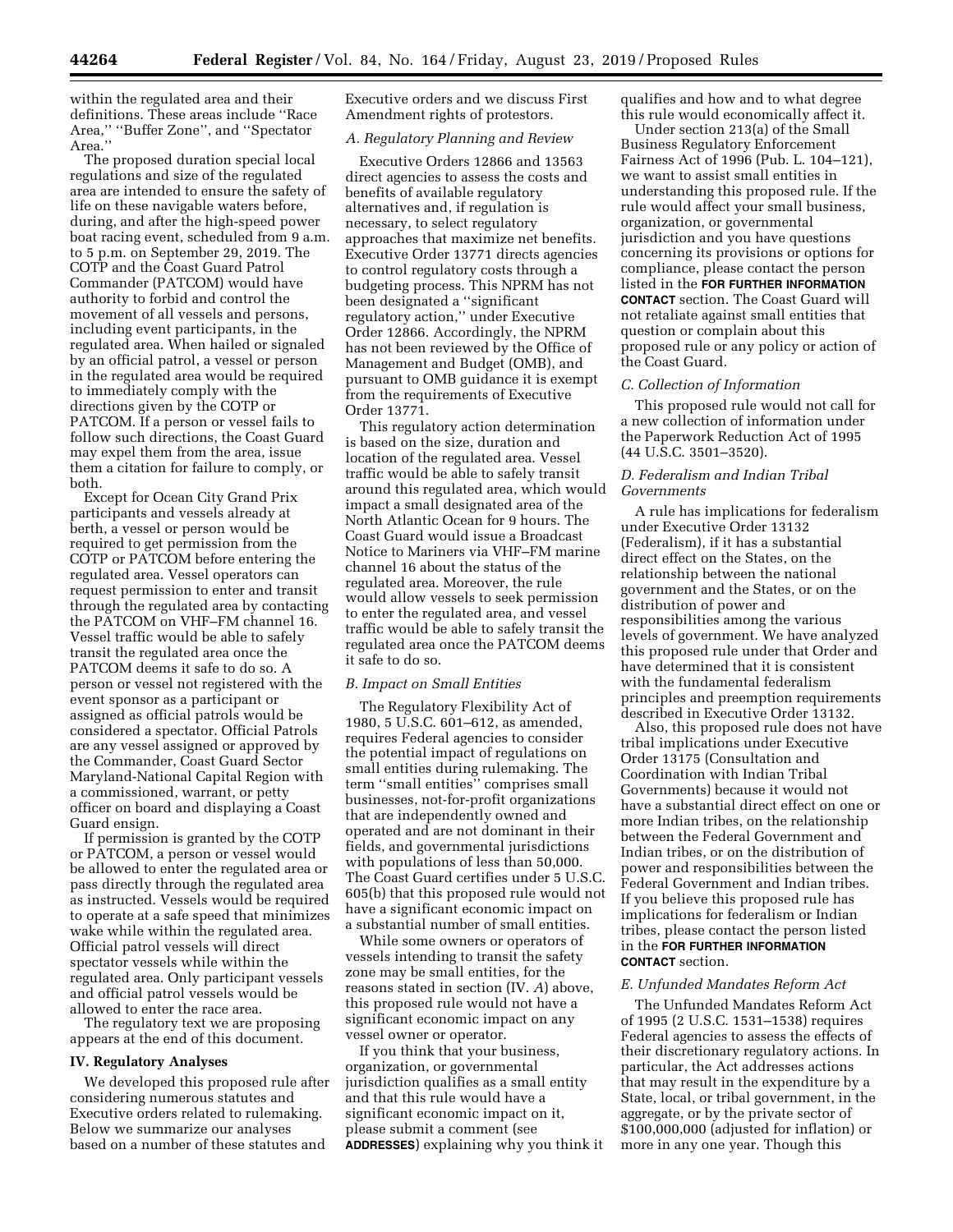within the regulated area and their definitions. These areas include ''Race Area,'' ''Buffer Zone'', and ''Spectator Area.''

The proposed duration special local regulations and size of the regulated area are intended to ensure the safety of life on these navigable waters before, during, and after the high-speed power boat racing event, scheduled from 9 a.m. to 5 p.m. on September 29, 2019. The COTP and the Coast Guard Patrol Commander (PATCOM) would have authority to forbid and control the movement of all vessels and persons, including event participants, in the regulated area. When hailed or signaled by an official patrol, a vessel or person in the regulated area would be required to immediately comply with the directions given by the COTP or PATCOM. If a person or vessel fails to follow such directions, the Coast Guard may expel them from the area, issue them a citation for failure to comply, or both.

Except for Ocean City Grand Prix participants and vessels already at berth, a vessel or person would be required to get permission from the COTP or PATCOM before entering the regulated area. Vessel operators can request permission to enter and transit through the regulated area by contacting the PATCOM on VHF–FM channel 16. Vessel traffic would be able to safely transit the regulated area once the PATCOM deems it safe to do so. A person or vessel not registered with the event sponsor as a participant or assigned as official patrols would be considered a spectator. Official Patrols are any vessel assigned or approved by the Commander, Coast Guard Sector Maryland-National Capital Region with a commissioned, warrant, or petty officer on board and displaying a Coast Guard ensign.

If permission is granted by the COTP or PATCOM, a person or vessel would be allowed to enter the regulated area or pass directly through the regulated area as instructed. Vessels would be required to operate at a safe speed that minimizes wake while within the regulated area. Official patrol vessels will direct spectator vessels while within the regulated area. Only participant vessels and official patrol vessels would be allowed to enter the race area.

The regulatory text we are proposing appears at the end of this document.

## IV. Regulatory Analyses

We developed this proposed rule after considering numerous statutes and Executive orders related to rulemaking. Below we summarize our analyses based on a number of these statutes and Executive orders and we discuss First Amendment rights of protestors.

### *A. Regulatory Planning and Review*

Executive Orders 12866 and 13563 direct agencies to assess the costs and benefits of available regulatory alternatives and, if regulation is necessary, to select regulatory approaches that maximize net benefits. Executive Order 13771 directs agencies to control regulatory costs through a budgeting process. This NPRM has not been designated a ''significant regulatory action,'' under Executive Order 12866. Accordingly, the NPRM has not been reviewed by the Office of Management and Budget (OMB), and pursuant to OMB guidance it is exempt from the requirements of Executive Order 13771.

This regulatory action determination is based on the size, duration and location of the regulated area. Vessel traffic would be able to safely transit around this regulated area, which would impact a small designated area of the North Atlantic Ocean for 9 hours. The Coast Guard would issue a Broadcast Notice to Mariners via VHF–FM marine channel 16 about the status of the regulated area. Moreover, the rule would allow vessels to seek permission to enter the regulated area, and vessel traffic would be able to safely transit the regulated area once the PATCOM deems it safe to do so.

### *B. Impact on Small Entities*

The Regulatory Flexibility Act of 1980, 5 U.S.C. 601–612, as amended, requires Federal agencies to consider the potential impact of regulations on small entities during rulemaking. The term ''small entities'' comprises small businesses, not-for-profit organizations that are independently owned and operated and are not dominant in their fields, and governmental jurisdictions with populations of less than 50,000. The Coast Guard certifies under 5 U.S.C. 605(b) that this proposed rule would not have a significant economic impact on a substantial number of small entities.

While some owners or operators of vessels intending to transit the safety zone may be small entities, for the reasons stated in section (IV. *A*) above, this proposed rule would not have a significant economic impact on any vessel owner or operator.

If you think that your business, organization, or governmental jurisdiction qualifies as a small entity and that this rule would have a significant economic impact on it, please submit a comment (see **ADDRESSES**) explaining why you think it qualifies and how and to what degree this rule would economically affect it.

Under section 213(a) of the Small Business Regulatory Enforcement Fairness Act of 1996 (Pub. L. 104–121), we want to assist small entities in understanding this proposed rule. If the rule would affect your small business, organization, or governmental jurisdiction and you have questions concerning its provisions or options for compliance, please contact the person listed in the **FOR FURTHER INFORMATION CONTACT** section. The Coast Guard will not retaliate against small entities that question or complain about this proposed rule or any policy or action of the Coast Guard.

### *C. Collection of Information*

This proposed rule would not call for a new collection of information under the Paperwork Reduction Act of 1995 (44 U.S.C. 3501–3520).

### *D. Federalism and Indian Tribal Governments*

A rule has implications for federalism under Executive Order 13132 (Federalism), if it has a substantial direct effect on the States, on the relationship between the national government and the States, or on the distribution of power and responsibilities among the various levels of government. We have analyzed this proposed rule under that Order and have determined that it is consistent with the fundamental federalism principles and preemption requirements described in Executive Order 13132.

Also, this proposed rule does not have tribal implications under Executive Order 13175 (Consultation and Coordination with Indian Tribal Governments) because it would not have a substantial direct effect on one or more Indian tribes, on the relationship between the Federal Government and Indian tribes, or on the distribution of power and responsibilities between the Federal Government and Indian tribes. If you believe this proposed rule has implications for federalism or Indian tribes, please contact the person listed in the **FOR FURTHER INFORMATION CONTACT** section.

### *E. Unfunded Mandates Reform Act*

The Unfunded Mandates Reform Act of 1995 (2 U.S.C. 1531–1538) requires Federal agencies to assess the effects of their discretionary regulatory actions. In particular, the Act addresses actions that may result in the expenditure by a State, local, or tribal government, in the aggregate, or by the private sector of $100,000,000 (adjusted for inflation) or more in any one year. Though this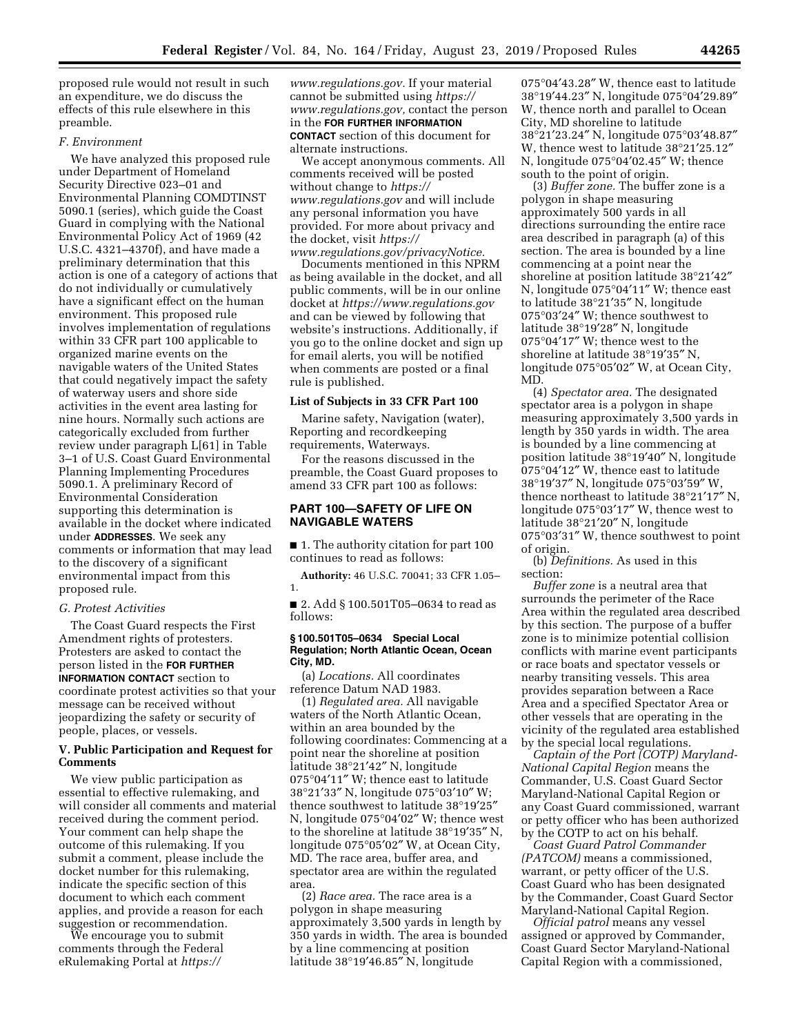proposed rule would not result in such an expenditure, we do discuss the effects of this rule elsewhere in this preamble.

*F. Environment*

We have analyzed this proposed rule under Department of Homeland Security Directive 023–01 and Environmental Planning COMDTINST 5090.1 (series), which guide the Coast Guard in complying with the National Environmental Policy Act of 1969 (42 U.S.C. 4321–4370f), and have made a preliminary determination that this action is one of a category of actions that do not individually or cumulatively have a significant effect on the human environment. This proposed rule involves implementation of regulations within 33 CFR part 100 applicable to organized marine events on the navigable waters of the United States that could negatively impact the safety of waterway users and shore side activities in the event area lasting for nine hours. Normally such actions are categorically excluded from further review under paragraph L[61] in Table 3–1 of U.S. Coast Guard Environmental Planning Implementing Procedures 5090.1. A preliminary Record of Environmental Consideration supporting this determination is available in the docket where indicated under **ADDRESSES**. We seek any comments or information that may lead to the discovery of a significant environmental impact from this proposed rule.

*G. Protest Activities*

The Coast Guard respects the First Amendment rights of protesters. Protesters are asked to contact the person listed in the **FOR FURTHER INFORMATION CONTACT** section to coordinate protest activities so that your message can be received without jeopardizing the safety or security of people, places, or vessels.

## V. Public Participation and Request for Comments

We view public participation as essential to effective rulemaking, and will consider all comments and material received during the comment period. Your comment can help shape the outcome of this rulemaking. If you submit a comment, please include the docket number for this rulemaking, indicate the specific section of this document to which each comment applies, and provide a reason for each suggestion or recommendation.

We encourage you to submit comments through the Federal eRulemaking Portal at *https://www.regulations.gov.* If your material cannot be submitted using *https://www.regulations.gov,* contact the person in the **FOR FURTHER INFORMATION CONTACT** section of this document for alternate instructions.

We accept anonymous comments. All comments received will be posted without change to *https://www.regulations.gov* and will include any personal information you have provided. For more about privacy and the docket, visit *https://www.regulations.gov/privacyNotice.*

Documents mentioned in this NPRM as being available in the docket, and all public comments, will be in our online docket at *https://www.regulations.gov* and can be viewed by following that website's instructions. Additionally, if you go to the online docket and sign up for email alerts, you will be notified when comments are posted or a final rule is published.

### List of Subjects in 33 CFR Part 100

Marine safety, Navigation (water), Reporting and recordkeeping requirements, Waterways.

For the reasons discussed in the preamble, the Coast Guard proposes to amend 33 CFR part 100 as follows:

## PART 100—SAFETY OF LIFE ON NAVIGABLE WATERS

■ 1. The authority citation for part 100 continues to read as follows:

**Authority:** 46 U.S.C. 70041; 33 CFR 1.05–1.

■ 2. Add § 100.501T05–0634 to read as follows:

### § 100.501T05–0634 Special Local Regulation; North Atlantic Ocean, Ocean City, MD.

(a) *Locations.* All coordinates reference Datum NAD 1983.

(1) *Regulated area.* All navigable waters of the North Atlantic Ocean, within an area bounded by the following coordinates: Commencing at a point near the shoreline at position latitude 38°21′42″ N, longitude 075°04′11″ W; thence east to latitude 38°21′33″ N, longitude 075°03′10″ W; thence southwest to latitude 38°19′25″ N, longitude 075°04′02″ W; thence west to the shoreline at latitude 38°19′35″ N, longitude 075°05′02″ W, at Ocean City, MD. The race area, buffer area, and spectator area are within the regulated area.

(2) *Race area.* The race area is a polygon in shape measuring approximately 3,500 yards in length by 350 yards in width. The area is bounded by a line commencing at position latitude 38°19′46.85″ N, longitude 075°04′43.28″ W, thence east to latitude 38°19′44.23″ N, longitude 075°04′29.89″ W, thence north and parallel to Ocean City, MD shoreline to latitude 38°21′23.24″ N, longitude 075°03′48.87″ W, thence west to latitude 38°21′25.12″ N, longitude 075°04′02.45″ W; thence south to the point of origin.

(3) *Buffer zone.* The buffer zone is a polygon in shape measuring approximately 500 yards in all directions surrounding the entire race area described in paragraph (a) of this section. The area is bounded by a line commencing at a point near the shoreline at position latitude 38°21′42″ N, longitude 075°04′11″ W; thence east to latitude 38°21′35″ N, longitude 075°03′24″ W; thence southwest to latitude 38°19′28″ N, longitude 075°04′17″ W; thence west to the shoreline at latitude 38°19′35″ N, longitude 075°05′02″ W, at Ocean City, MD.

(4) *Spectator area.* The designated spectator area is a polygon in shape measuring approximately 3,500 yards in length by 350 yards in width. The area is bounded by a line commencing at position latitude 38°19′40″ N, longitude 075°04′12″ W, thence east to latitude 38°19′37″ N, longitude 075°03′59″ W, thence northeast to latitude 38°21′17″ N, longitude 075°03′17″ W, thence west to latitude 38°21′20″ N, longitude 075°03′31″ W, thence southwest to point of origin.

(b) *Definitions.* As used in this section:

*Buffer zone* is a neutral area that surrounds the perimeter of the Race Area within the regulated area described by this section. The purpose of a buffer zone is to minimize potential collision conflicts with marine event participants or race boats and spectator vessels or nearby transiting vessels. This area provides separation between a Race Area and a specified Spectator Area or other vessels that are operating in the vicinity of the regulated area established by the special local regulations.

*Captain of the Port (COTP) Maryland-National Capital Region* means the Commander, U.S. Coast Guard Sector Maryland-National Capital Region or any Coast Guard commissioned, warrant or petty officer who has been authorized by the COTP to act on his behalf.

*Coast Guard Patrol Commander (PATCOM)* means a commissioned, warrant, or petty officer of the U.S. Coast Guard who has been designated by the Commander, Coast Guard Sector Maryland-National Capital Region.

*Official patrol* means any vessel assigned or approved by Commander, Coast Guard Sector Maryland-National Capital Region with a commissioned,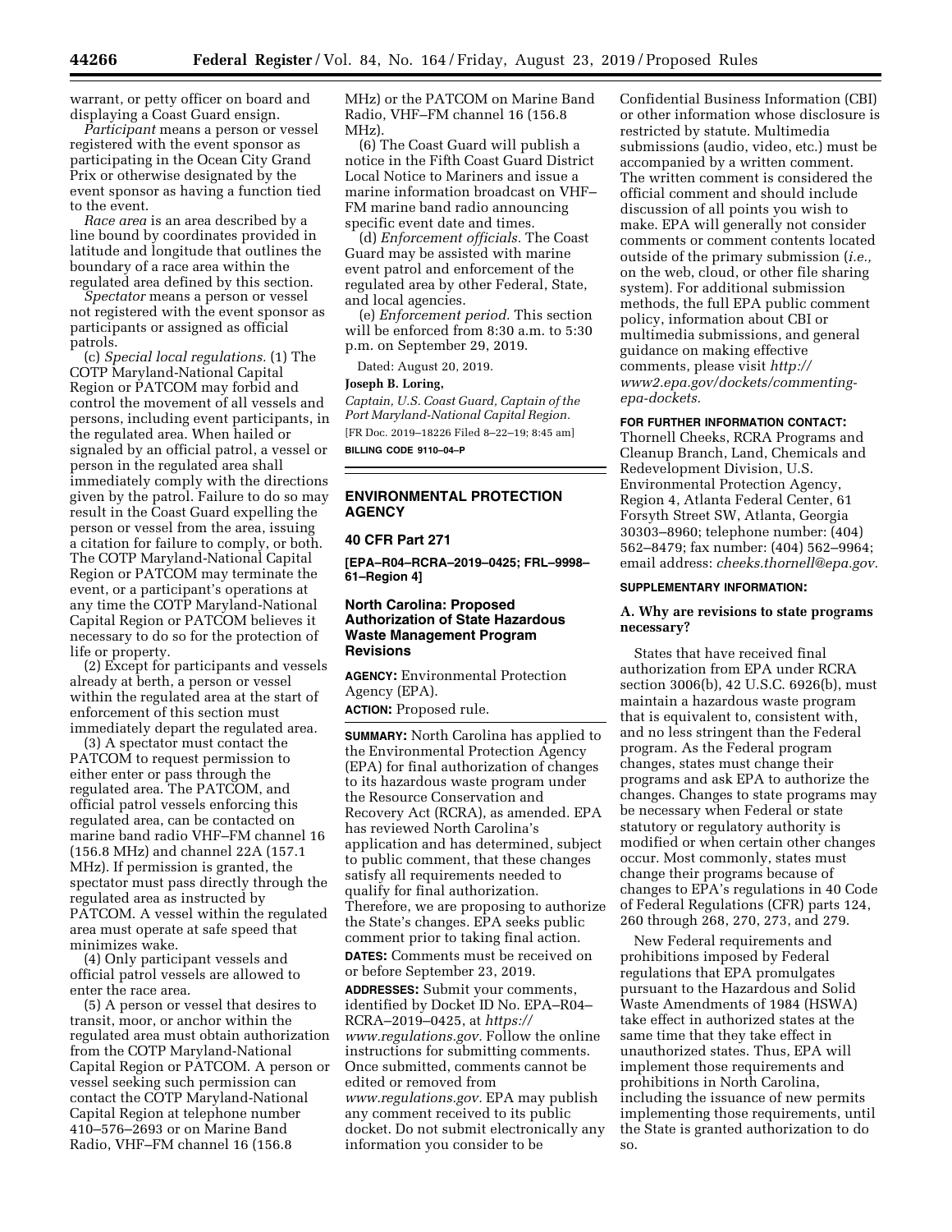warrant, or petty officer on board and displaying a Coast Guard ensign.

*Participant* means a person or vessel registered with the event sponsor as participating in the Ocean City Grand Prix or otherwise designated by the event sponsor as having a function tied to the event.

*Race area* is an area described by a line bound by coordinates provided in latitude and longitude that outlines the boundary of a race area within the regulated area defined by this section.

*Spectator* means a person or vessel not registered with the event sponsor as participants or assigned as official patrols.

(c) *Special local regulations.* (1) The COTP Maryland-National Capital Region or PATCOM may forbid and control the movement of all vessels and persons, including event participants, in the regulated area. When hailed or signaled by an official patrol, a vessel or person in the regulated area shall immediately comply with the directions given by the patrol. Failure to do so may result in the Coast Guard expelling the person or vessel from the area, issuing a citation for failure to comply, or both. The COTP Maryland-National Capital Region or PATCOM may terminate the event, or a participant's operations at any time the COTP Maryland-National Capital Region or PATCOM believes it necessary to do so for the protection of life or property.

(2) Except for participants and vessels already at berth, a person or vessel within the regulated area at the start of enforcement of this section must immediately depart the regulated area.

(3) A spectator must contact the PATCOM to request permission to either enter or pass through the regulated area. The PATCOM, and official patrol vessels enforcing this regulated area, can be contacted on marine band radio VHF–FM channel 16 (156.8 MHz) and channel 22A (157.1 MHz). If permission is granted, the spectator must pass directly through the regulated area as instructed by PATCOM. A vessel within the regulated area must operate at safe speed that minimizes wake.

(4) Only participant vessels and official patrol vessels are allowed to enter the race area.

(5) A person or vessel that desires to transit, moor, or anchor within the regulated area must obtain authorization from the COTP Maryland-National Capital Region or PATCOM. A person or vessel seeking such permission can contact the COTP Maryland-National Capital Region at telephone number 410–576–2693 or on Marine Band Radio, VHF–FM channel 16 (156.8 MHz) or the PATCOM on Marine Band Radio, VHF–FM channel 16 (156.8 MHz).

(6) The Coast Guard will publish a notice in the Fifth Coast Guard District Local Notice to Mariners and issue a marine information broadcast on VHF–FM marine band radio announcing specific event date and times.

(d) *Enforcement officials.* The Coast Guard may be assisted with marine event patrol and enforcement of the regulated area by other Federal, State, and local agencies.

(e) *Enforcement period.* This section will be enforced from 8:30 a.m. to 5:30 p.m. on September 29, 2019.

Dated: August 20, 2019.

**Joseph B. Loring,**

*Captain, U.S. Coast Guard, Captain of the Port Maryland-National Capital Region.*

[FR Doc. 2019–18226 Filed 8–22–19; 8:45 am]

**BILLING CODE 9110–04–P**

## ENVIRONMENTAL PROTECTION AGENCY

### 40 CFR Part 271

**[EPA–R04–RCRA–2019–0425; FRL–9998–61–Region 4]**

### North Carolina: Proposed Authorization of State Hazardous Waste Management Program Revisions

**AGENCY:** Environmental Protection Agency (EPA).

**ACTION:** Proposed rule.

**SUMMARY:** North Carolina has applied to the Environmental Protection Agency (EPA) for final authorization of changes to its hazardous waste program under the Resource Conservation and Recovery Act (RCRA), as amended. EPA has reviewed North Carolina's application and has determined, subject to public comment, that these changes satisfy all requirements needed to qualify for final authorization. Therefore, we are proposing to authorize the State's changes. EPA seeks public comment prior to taking final action.

**DATES:** Comments must be received on or before September 23, 2019.

**ADDRESSES:** Submit your comments, identified by Docket ID No. EPA–R04–RCRA–2019–0425, at *https://www.regulations.gov.* Follow the online instructions for submitting comments. Once submitted, comments cannot be edited or removed from *www.regulations.gov.* EPA may publish any comment received to its public docket. Do not submit electronically any information you consider to be Confidential Business Information (CBI) or other information whose disclosure is restricted by statute. Multimedia submissions (audio, video, etc.) must be accompanied by a written comment. The written comment is considered the official comment and should include discussion of all points you wish to make. EPA will generally not consider comments or comment contents located outside of the primary submission (*i.e.,* on the web, cloud, or other file sharing system). For additional submission methods, the full EPA public comment policy, information about CBI or multimedia submissions, and general guidance on making effective comments, please visit *http://www2.epa.gov/dockets/commenting-epa-dockets.*

**FOR FURTHER INFORMATION CONTACT:** Thornell Cheeks, RCRA Programs and Cleanup Branch, Land, Chemicals and Redevelopment Division, U.S. Environmental Protection Agency, Region 4, Atlanta Federal Center, 61 Forsyth Street SW, Atlanta, Georgia 30303–8960; telephone number: (404) 562–8479; fax number: (404) 562–9964; email address: *cheeks.thornell@epa.gov.*

**SUPPLEMENTARY INFORMATION:**

#### A. Why are revisions to state programs necessary?

States that have received final authorization from EPA under RCRA section 3006(b), 42 U.S.C. 6926(b), must maintain a hazardous waste program that is equivalent to, consistent with, and no less stringent than the Federal program. As the Federal program changes, states must change their programs and ask EPA to authorize the changes. Changes to state programs may be necessary when Federal or state statutory or regulatory authority is modified or when certain other changes occur. Most commonly, states must change their programs because of changes to EPA's regulations in 40 Code of Federal Regulations (CFR) parts 124, 260 through 268, 270, 273, and 279.

New Federal requirements and prohibitions imposed by Federal regulations that EPA promulgates pursuant to the Hazardous and Solid Waste Amendments of 1984 (HSWA) take effect in authorized states at the same time that they take effect in unauthorized states. Thus, EPA will implement those requirements and prohibitions in North Carolina, including the issuance of new permits implementing those requirements, until the State is granted authorization to do so.